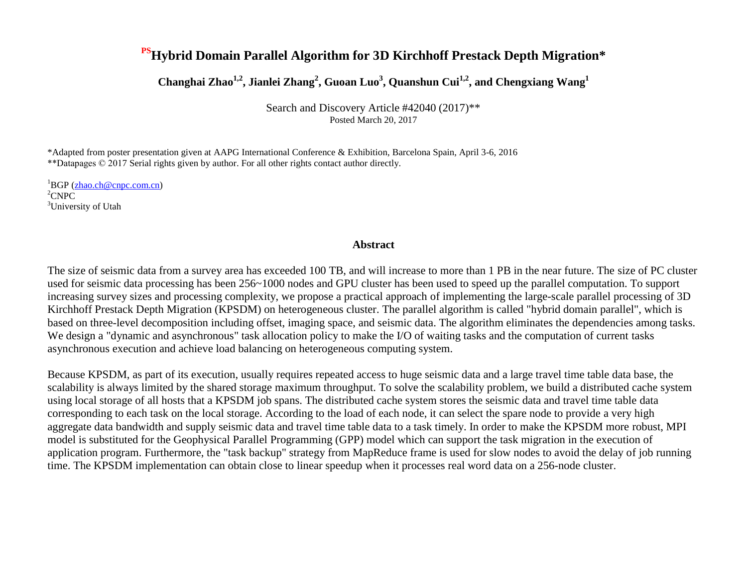# [PS]Hybrid Domain Parallel Algorithm for 3D Kirchhoff Prestack Depth Migration*

**Changhai Zhao[1,2], Jianlei Zhang[2], Guoan Luo[3], Quanshun Cui[1,2], and Chengxiang Wang[1]**

Search and Discovery Article #42040 (2017)**
Posted March 20, 2017

*Adapted from poster presentation given at AAPG International Conference & Exhibition, Barcelona Spain, April 3-6, 2016
**Datapages © 2017 Serial rights given by author. For all other rights contact author directly.

[1]BGP (zhao.ch@cnpc.com.cn)
[2]CNPC
[3]University of Utah

## Abstract

The size of seismic data from a survey area has exceeded 100 TB, and will increase to more than 1 PB in the near future. The size of PC cluster used for seismic data processing has been 256~1000 nodes and GPU cluster has been used to speed up the parallel computation. To support increasing survey sizes and processing complexity, we propose a practical approach of implementing the large-scale parallel processing of 3D Kirchhoff Prestack Depth Migration (KPSDM) on heterogeneous cluster. The parallel algorithm is called "hybrid domain parallel", which is based on three-level decomposition including offset, imaging space, and seismic data. The algorithm eliminates the dependencies among tasks. We design a "dynamic and asynchronous" task allocation policy to make the I/O of waiting tasks and the computation of current tasks asynchronous execution and achieve load balancing on heterogeneous computing system.

Because KPSDM, as part of its execution, usually requires repeated access to huge seismic data and a large travel time table data base, the scalability is always limited by the shared storage maximum throughput. To solve the scalability problem, we build a distributed cache system using local storage of all hosts that a KPSDM job spans. The distributed cache system stores the seismic data and travel time table data corresponding to each task on the local storage. According to the load of each node, it can select the spare node to provide a very high aggregate data bandwidth and supply seismic data and travel time table data to a task timely. In order to make the KPSDM more robust, MPI model is substituted for the Geophysical Parallel Programming (GPP) model which can support the task migration in the execution of application program. Furthermore, the "task backup" strategy from MapReduce frame is used for slow nodes to avoid the delay of job running time. The KPSDM implementation can obtain close to linear speedup when it processes real word data on a 256-node cluster.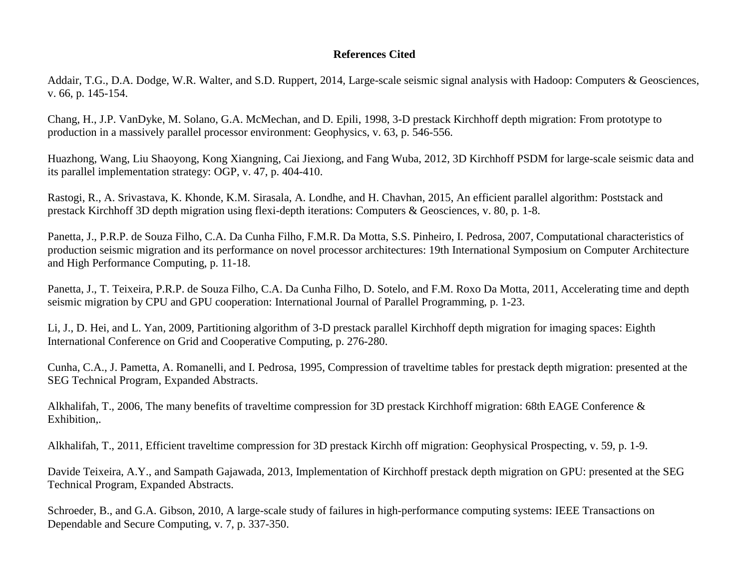## References Cited

Addair, T.G., D.A. Dodge, W.R. Walter, and S.D. Ruppert, 2014, Large-scale seismic signal analysis with Hadoop: Computers & Geosciences, v. 66, p. 145-154.

Chang, H., J.P. VanDyke, M. Solano, G.A. McMechan, and D. Epili, 1998, 3-D prestack Kirchhoff depth migration: From prototype to production in a massively parallel processor environment: Geophysics, v. 63, p. 546-556.

Huazhong, Wang, Liu Shaoyong, Kong Xiangning, Cai Jiexiong, and Fang Wuba, 2012, 3D Kirchhoff PSDM for large-scale seismic data and its parallel implementation strategy: OGP, v. 47, p. 404-410.

Rastogi, R., A. Srivastava, K. Khonde, K.M. Sirasala, A. Londhe, and H. Chavhan, 2015, An efficient parallel algorithm: Poststack and prestack Kirchhoff 3D depth migration using flexi-depth iterations: Computers & Geosciences, v. 80, p. 1-8.

Panetta, J., P.R.P. de Souza Filho, C.A. Da Cunha Filho, F.M.R. Da Motta, S.S. Pinheiro, I. Pedrosa, 2007, Computational characteristics of production seismic migration and its performance on novel processor architectures: 19th International Symposium on Computer Architecture and High Performance Computing, p. 11-18.

Panetta, J., T. Teixeira, P.R.P. de Souza Filho, C.A. Da Cunha Filho, D. Sotelo, and F.M. Roxo Da Motta, 2011, Accelerating time and depth seismic migration by CPU and GPU cooperation: International Journal of Parallel Programming, p. 1-23.

Li, J., D. Hei, and L. Yan, 2009, Partitioning algorithm of 3-D prestack parallel Kirchhoff depth migration for imaging spaces: Eighth International Conference on Grid and Cooperative Computing, p. 276-280.

Cunha, C.A., J. Pametta, A. Romanelli, and I. Pedrosa, 1995, Compression of traveltime tables for prestack depth migration: presented at the SEG Technical Program, Expanded Abstracts.

Alkhalifah, T., 2006, The many benefits of traveltime compression for 3D prestack Kirchhoff migration: 68th EAGE Conference & Exhibition,.

Alkhalifah, T., 2011, Efficient traveltime compression for 3D prestack Kirchh off migration: Geophysical Prospecting, v. 59, p. 1-9.

Davide Teixeira, A.Y., and Sampath Gajawada, 2013, Implementation of Kirchhoff prestack depth migration on GPU: presented at the SEG Technical Program, Expanded Abstracts.

Schroeder, B., and G.A. Gibson, 2010, A large-scale study of failures in high-performance computing systems: IEEE Transactions on Dependable and Secure Computing, v. 7, p. 337-350.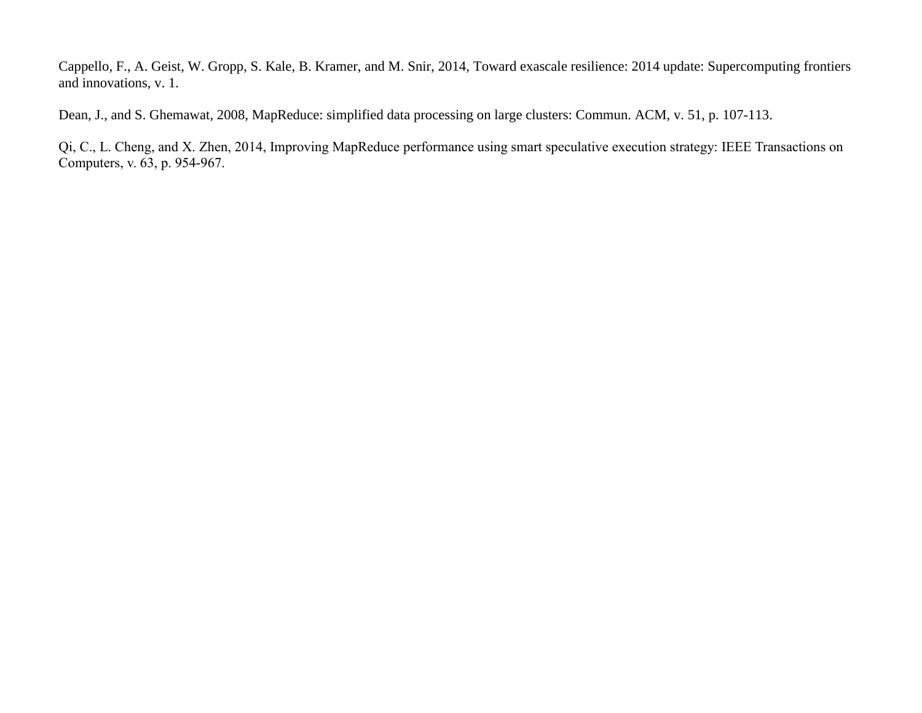Cappello, F., A. Geist, W. Gropp, S. Kale, B. Kramer, and M. Snir, 2014, Toward exascale resilience: 2014 update: Supercomputing frontiers and innovations, v. 1.

Dean, J., and S. Ghemawat, 2008, MapReduce: simplified data processing on large clusters: Commun. ACM, v. 51, p. 107-113.

Qi, C., L. Cheng, and X. Zhen, 2014, Improving MapReduce performance using smart speculative execution strategy: IEEE Transactions on Computers, v. 63, p. 954-967.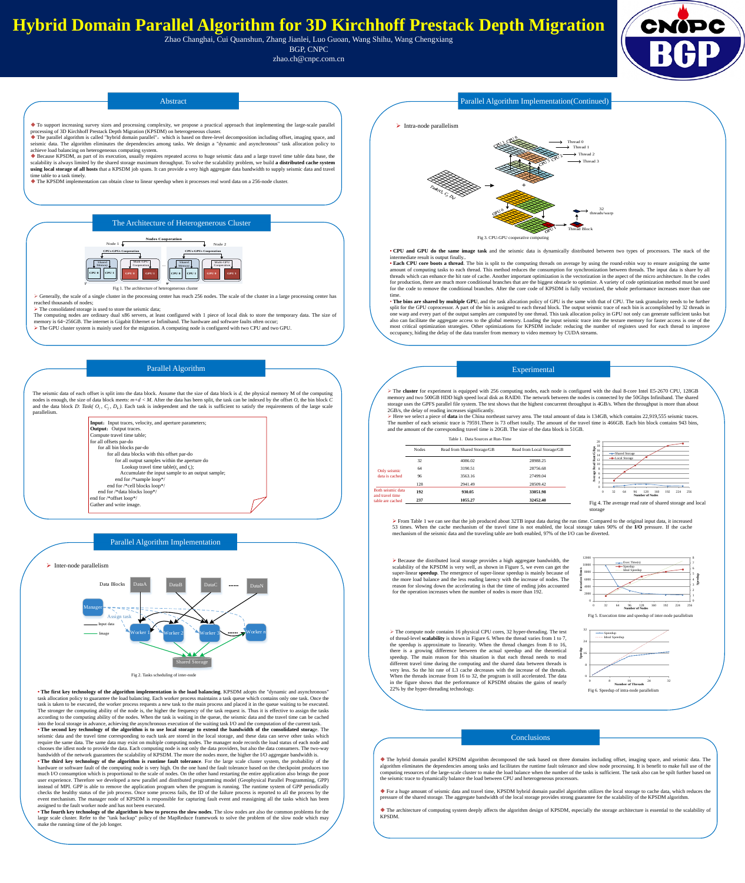# Hybrid Domain Parallel Algorithm for 3D Kirchhoff Prestack Depth Migration

Zhao Changhai, Cui Quanshun, Zhang Jianlei, Luo Guoan, Wang Shihu, Wang Chengxiang

BGP, CNPC

zhao.ch@cnpc.com.cn

## Abstract

◆ To support increasing survey sizes and processing complexity, we propose a practical approach that implementing the large-scale parallel processing of 3D Kirchhoff Prestack Depth Migration (KPSDM) on heterogeneous cluster.

◆ The parallel algorithm is called "hybrid domain parallel", which is based on three-level decomposition including offset, imaging space, and seismic data. The algorithm eliminates the dependencies among tasks. We design a "dynamic and asynchronous" task allocation policy to achieve load balancing on heterogeneous computing system.

◆ Because KPSDM, as part of its execution, usually requires repeated access to huge seismic data and a large travel time table data base, the scalability is always limited by the shared storage maximum throughput. To solve the scalability problem, we build **a distributed cache system using local storage of all hosts** that a KPSDM job spans. It can provide a very high aggregate data bandwidth to supply seismic data and travel time table to a task timely.

◆ The KPSDM implementation can obtain close to linear speedup when it processes real word data on a 256-node cluster.

## The Architecture of Heterogeneous Cluster

Nodes Cooperation

Node 1 — Node 2

CPUs-GPUs Cooperation

Shared Memory — Multi-GPU Cooperation

CPU 0, CPU 1, GPU 0, GPU 1

Fig 1. The architecture of heterogeneous cluster

➢ Generally, the scale of a single cluster in the processing center has reach 256 nodes. The scale of the cluster in a large processing center has reached thousands of nodes;

➢ The consolidated storage is used to store the seismic data;

The computing nodes are ordinary dual x86 servers, at least configured with 1 piece of local disk to store the temporary data. The size of memory is 64~256GB. The internet is Gigabit Ethernet or Infiniband. The hardware and software faults often occur;

➢ The GPU cluster system is mainly used for the migration. A computing node is configured with two CPU and two GPU.

## Parallel Algorithm

The seismic data of each offset is split into the data block. Assume that the size of data block is $d$, the physical memory M of the computing nodes is enough, the size of data block meets: $m+d < M$. After the data has been split, the task can be indexed by the offset $O$, the bin block $C$ and the data block $D$: $Task(O_i, C_j, D_k)$. Each task is independent and the task is sufficient to satisfy the requirements of the large scale parallelism.

```
Input: Input traces, velocity, and aperture parameters;
Output: Output traces.
Compute travel time table;
for all offsets par-do
    for all bin blocks par-do
        for all data blocks with this offset par-do
            for all output samples within the aperture do
                Lookup travel time table(ts and tr);
                Accumulate the input sample to an output sample;
            end for /*sample loop*/
        end for /*cell blocks loop*/
    end for /*data blocks loop*/
end for /*offset loop*/
Gather and write image.
```

## Parallel Algorithm Implementation

➢ Inter-node parallelism

Data Blocks: DataA, DataB, DataC, ......, DataN

Manager — Assign task — Input data — Image

Worker 1, Worker 2, Worker 3, ......, Worker n

Shared Storage

Fig 2. Tasks scheduling of inter-node

• **The first key technology of the algorithm implementation is the load balancing**. KPSDM adopts the "dynamic and asynchronous" task allocation policy to guarantee the load balancing. Each worker process maintains a task queue which contains only one task. Once the task is taken to be executed, the worker process requests a new task to the main process and placed it in the queue waiting to be executed. The stronger the computing ability of the node is, the higher the frequency of the task request is. Thus it is effective to assign the tasks according to the computing ability of the nodes. When the task is waiting in the queue, the seismic data and the travel time table can be cached into the local storage in advance, achieving the asynchronous execution of the waiting task I/O and the computation of the current task.

• **The second key technology of the algorithm is to use local storage to extend the bandwidth of the consolidated stora**ge. The seismic data and the travel time corresponding to each task are stored in the local storage, and the task can serve other tasks which require the same data. The same data may exist on multiple computing nodes. The manager node records the load status of each node and chooses the idlest node to provide the data. Each computing node is not only the data providers, but also the data consumers. The two-way bandwidth of the network guarantees the scalability of KPSDM. The more the nodes more, the higher the I/O aggregate bandwidth is.

• **The third key technology of the algorithm is runtime fault tolerance**. For the large scale cluster system, the probability of the hardware or software fault of the computing node is very high. On the one hand the fault tolerance based on the checkpoint produces too much I/O consumption which is proportional to the scale of nodes. On the other hand restarting the entire application also brings the poor user experience. Therefore we developed a new parallel and distributed programming model (Geophysical Parallel Programming, GPP) instead of MPI. GPP is able to remove the application program when the program is running. The runtime system of GPP periodically checks the healthy status of the job process. Once some process fails, the ID of the failure process is reported to all the process by the event mechanism. The manager node of KPSDM is responsible for capturing fault event and reassigning all the tasks which has been assigned to the fault worker node and has not been executed.

• **The fourth key technology of the algorithm is how to process the slow nodes**. The slow nodes are also the common problems for the large scale cluster. Refer to the "task backup" policy of the MapReduce framework to solve the problem of the slow node which may make the running time of the job longer.

## Parallel Algorithm Implementation(Continued)

➢ Intra-node parallelism

CPU 0, CPU 1, CPU 2, CPU 3; Thread 0, Thread 1, Thread 2, Thread 3

Task(O, C, D)

GPU 0, GPU 1; 32 threads/warp; Thread Block

Fig 3. CPU-GPU cooperative computing

• **CPU and GPU do the same image task** and the seismic data is dynamically distributed between two types of processors. The stack of the intermediate result is output finally..

• **Each CPU core boots a thread**. The bin is split to the computing threads on average by using the round-robin way to ensure assigning the same amount of computing tasks to each thread. This method reduces the consumption for synchronization between threads. The input data is share by all threads which can enhance the hit rate of cache. Another important optimization is the vectorization in the aspect of the micro architecture. In the codes for production, there are much more conditional branches that are the biggest obstacle to optimize. A variety of code optimization method must be used for the code to remove the conditional branches. After the core code of KPSDM is fully vectorized, the whole performance increases more than one time.

• **The bins are shared by multiple GPU**, and the task allocation policy of GPU is the same with that of CPU. The task granularity needs to be further split for the GPU coprocessor. A part of the bin is assigned to each thread block. The output seismic trace of each bin is accomplished by 32 threads in one warp and every part of the output samples are computed by one thread. This task allocation policy in GPU not only can generate sufficient tasks but also can facilitate the aggregate access to the global memory. Loading the input seismic trace into the texture memory for faster access is one of the most critical optimization strategies. Other optimizations for KPSDM include: reducing the number of registers used for each thread to improve occupancy, hiding the delay of the data transfer from memory to video memory by CUDA streams.

## Experimental

➢ The **cluster** for experiment is equipped with 256 computing nodes, each node is configured with the dual 8-core Intel E5-2670 CPU, 128GB memory and two 500GB HDD high speed local disk as RAID0. The network between the nodes is connected by the 50Gbps Infiniband. The shared storage uses the GPFS parallel file system. The test shows that the highest concurrent throughput is 4GB/s. When the throughput is more than about 2GB/s, the delay of reading increases significantly.

➢ Here we select a piece of **data** in the China northeast survey area. The total amount of data is 134GB, which contains 22,919,555 seismic traces. The number of each seismic trace is 79591.There is 73 offset totally. The amount of the travel time is 466GB. Each bin block contains 943 bins, and the amount of the corresponding travel time is 20GB. The size of the data block is 51GB.

Table 1. Data Sources at Run-Time

| | Nodes | Read from Shared Storage/GB | Read from Local Storage/GB |
|---|---|---|---|
| Only seismic data is cached | 32 | 4086.02 | 28988.25 |
| | 64 | 3190.51 | 28756.68 |
| | 96 | 3563.16 | 27499.04 |
| | 128 | 2941.49 | 28509.42 |
| Both seismic data and travel time table are cached | **192** | **930.05** | **33051.98** |
| | **237** | **1055.27** | **32452.40** |

Average Read Rate (GB/s)

Shared Storage

Local Storage

Number of Nodes

0 32 64 96 128 160 192 224 256

Fig 4. The average read rate of shared storage and local storage

➢ From Table 1 we can see that the job produced about 32TB input data during the run time. Compared to the original input data, it increased 53 times. When the cache mechanism of the travel time is not enabled, the local storage takes 90% of the **I/O** pressure. If the cache mechanism of the seismic data and the traveling table are both enabled, 97% of the I/O can be diverted.

➢ Because the distributed local storage provides a high aggregate bandwidth, the scalability of the KPSDM is very well, as shown in Figure 5, we even can get the super-linear **speedup**. The emergence of super-linear speedup is mainly because of the more load balance and the less reading latency with the increase of the nodes. The reason for slowing down the accelerating is that the time of ending jobs accounted for the operation increases when the number of nodes is more than 192.

Execution Time/s

Speedup

Exec Time(s)

Speedup

Ideal Speedup

Number of Nodes

0 32 64 96 128 160 192 224 256

Fig 5. Execution time and speedup of inter-node parallelism

➢ The compute node contains 16 physical CPU cores, 32 hyper-threading. The test of thread-level **scalability** is shown in Figure 6. When the thread varies from 1 to 7, the speedup is approximate to linearity. When the thread changes from 8 to 16, there is a growing difference between the actual speedup and the theoretical speedup. The main reason for this situation is that each thread needs to read different travel time during the computing and the shared data between threads is very less. So the hit rate of L3 cache decreases with the increase of the threads. When the threads increase from 16 to 32, the program is still accelerated. The data in the figure shows that the performance of KPSDM obtains the gains of nearly 22% by the hyper-threading technology.

Speedup

Speedup

Ideal Speedup

Number of Threads

0 8 16 24 32

Fig 6. Speedup of intra-node parallelism

## Conclusions

◆ The hybrid domain parallel KPSDM algorithm decomposed the task based on three domains including offset, imaging space, and seismic data. The algorithm eliminates the dependencies among tasks and facilitates the runtime fault tolerance and slow node processing. It is benefit to make full use of the computing resources of the large-scale cluster to make the load balance when the number of the tasks is sufficient. The task also can be spilt further based on the seismic trace to dynamically balance the load between CPU and heterogeneous processors.

◆ For a huge amount of seismic data and travel time, KPSDM hybrid domain parallel algorithm utilizes the local storage to cache data, which reduces the pressure of the shared storage. The aggregate bandwidth of the local storage provides strong guarantee for the scalability of the KPSDM algorithm.

◆ The architecture of computing system deeply affects the algorithm design of KPSDM, especially the storage architecture is essential to the scalability of KPSDM.